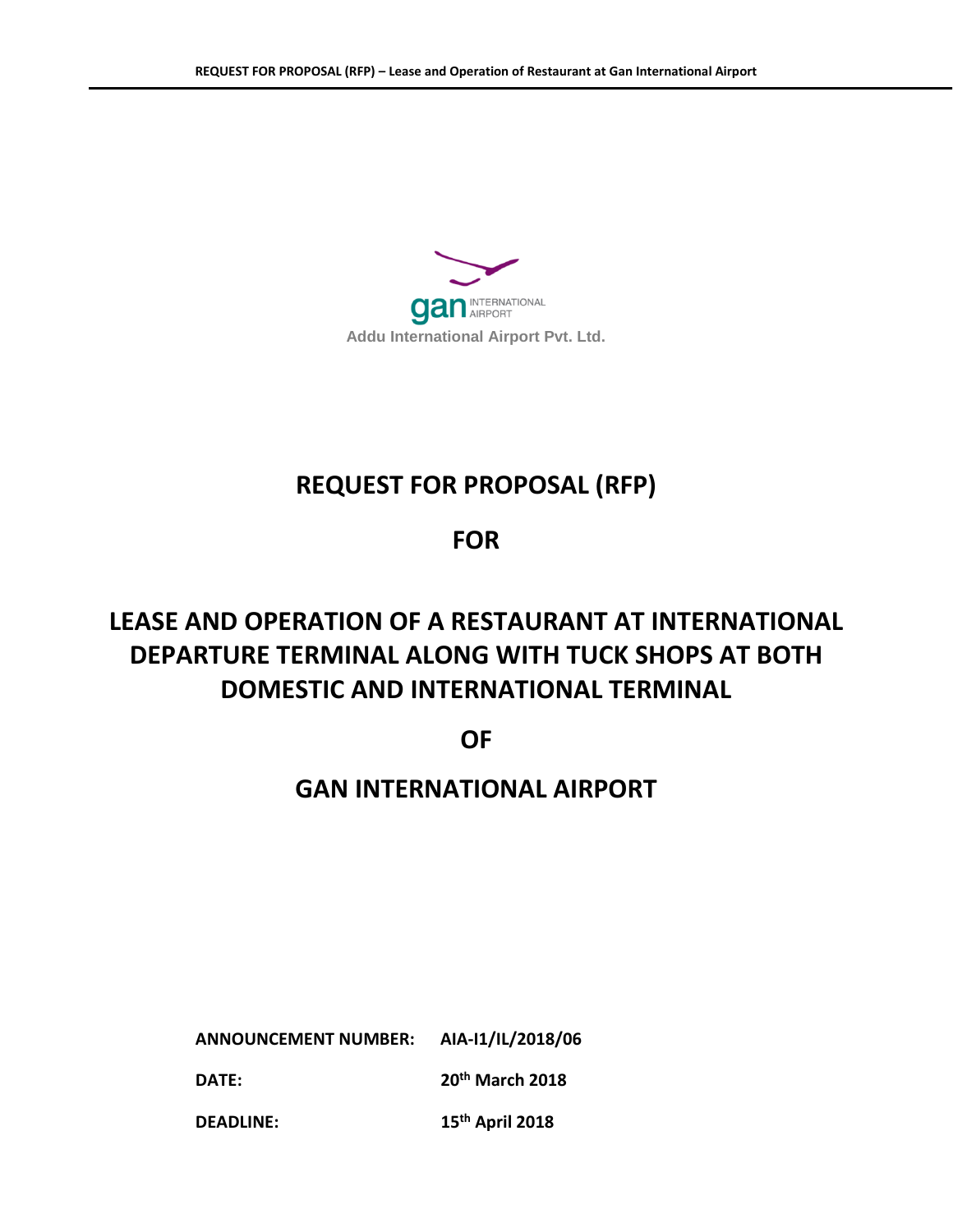gan INTERNATIONAL AIRPORT

Addu International Airport Pvt. Ltd.

# REQUEST FOR PROPOSAL (RFP)

# FOR

# LEASE AND OPERATION OF A RESTAURANT AT INTERNATIONAL DEPARTURE TERMINAL ALONG WITH TUCK SHOPS AT BOTH DOMESTIC AND INTERNATIONAL TERMINAL

# OF

# GAN INTERNATIONAL AIRPORT

**ANNOUNCEMENT NUMBER:** **AIA-I1/IL/2018/06**

**DATE:** **20th March 2018**

**DEADLINE:** **15th April 2018**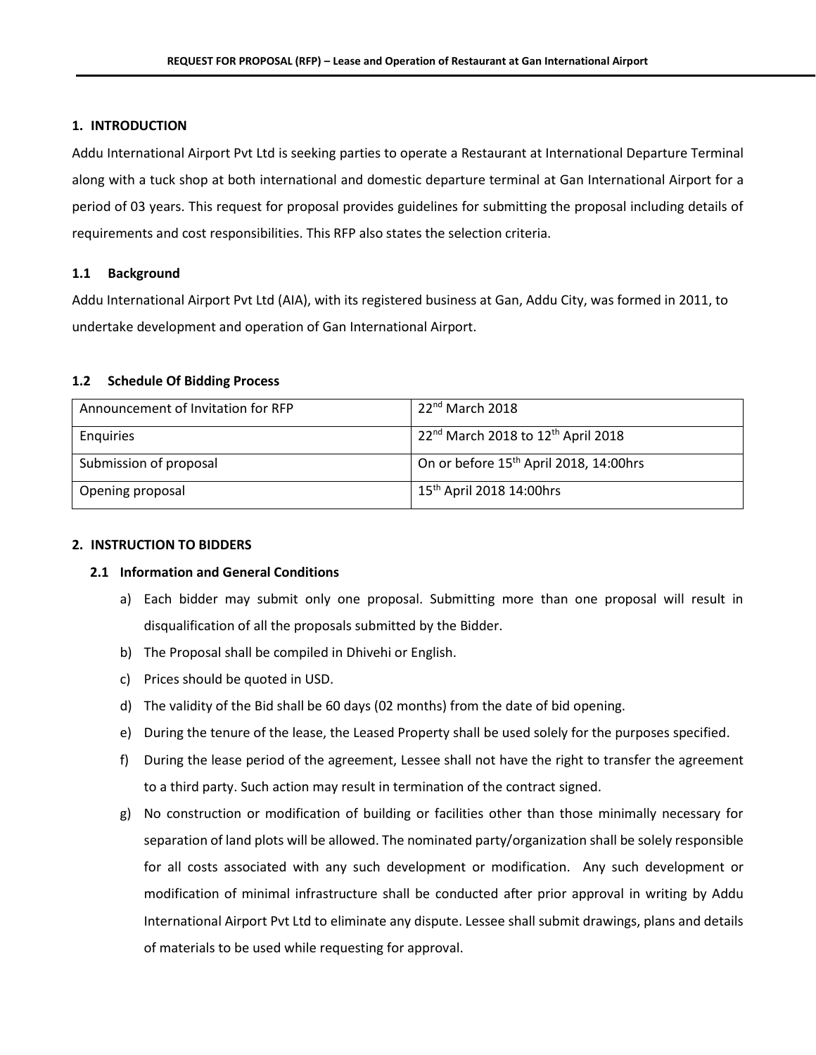## 1. INTRODUCTION

Addu International Airport Pvt Ltd is seeking parties to operate a Restaurant at International Departure Terminal along with a tuck shop at both international and domestic departure terminal at Gan International Airport for a period of 03 years. This request for proposal provides guidelines for submitting the proposal including details of requirements and cost responsibilities. This RFP also states the selection criteria.

### 1.1 Background

Addu International Airport Pvt Ltd (AIA), with its registered business at Gan, Addu City, was formed in 2011, to undertake development and operation of Gan International Airport.

### 1.2 Schedule Of Bidding Process

| Announcement of Invitation for RFP | 22nd March 2018 |
|---|---|
| Enquiries | 22nd March 2018 to 12th April 2018 |
| Submission of proposal | On or before 15th April 2018, 14:00hrs |
| Opening proposal | 15th April 2018 14:00hrs |

## 2. INSTRUCTION TO BIDDERS

### 2.1 Information and General Conditions

a) Each bidder may submit only one proposal. Submitting more than one proposal will result in disqualification of all the proposals submitted by the Bidder.

b) The Proposal shall be compiled in Dhivehi or English.

c) Prices should be quoted in USD.

d) The validity of the Bid shall be 60 days (02 months) from the date of bid opening.

e) During the tenure of the lease, the Leased Property shall be used solely for the purposes specified.

f) During the lease period of the agreement, Lessee shall not have the right to transfer the agreement to a third party. Such action may result in termination of the contract signed.

g) No construction or modification of building or facilities other than those minimally necessary for separation of land plots will be allowed. The nominated party/organization shall be solely responsible for all costs associated with any such development or modification. Any such development or modification of minimal infrastructure shall be conducted after prior approval in writing by Addu International Airport Pvt Ltd to eliminate any dispute. Lessee shall submit drawings, plans and details of materials to be used while requesting for approval.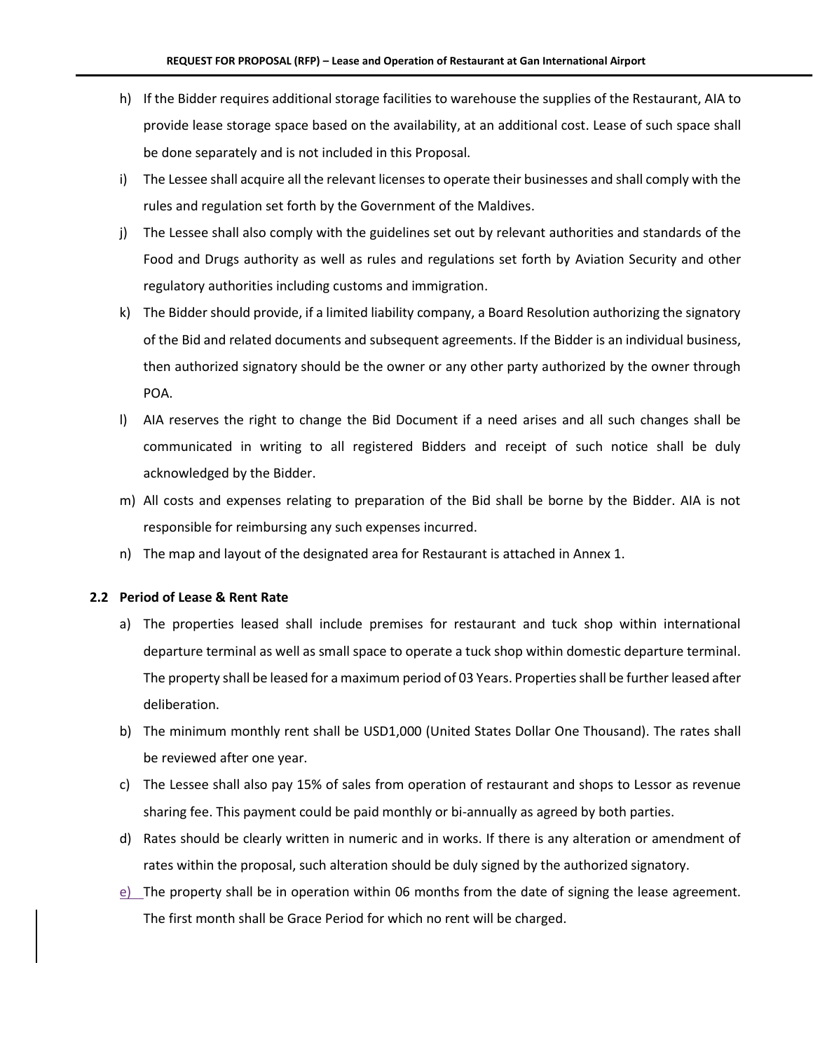h) If the Bidder requires additional storage facilities to warehouse the supplies of the Restaurant, AIA to provide lease storage space based on the availability, at an additional cost. Lease of such space shall be done separately and is not included in this Proposal.

i) The Lessee shall acquire all the relevant licenses to operate their businesses and shall comply with the rules and regulation set forth by the Government of the Maldives.

j) The Lessee shall also comply with the guidelines set out by relevant authorities and standards of the Food and Drugs authority as well as rules and regulations set forth by Aviation Security and other regulatory authorities including customs and immigration.

k) The Bidder should provide, if a limited liability company, a Board Resolution authorizing the signatory of the Bid and related documents and subsequent agreements. If the Bidder is an individual business, then authorized signatory should be the owner or any other party authorized by the owner through POA.

l) AIA reserves the right to change the Bid Document if a need arises and all such changes shall be communicated in writing to all registered Bidders and receipt of such notice shall be duly acknowledged by the Bidder.

m) All costs and expenses relating to preparation of the Bid shall be borne by the Bidder. AIA is not responsible for reimbursing any such expenses incurred.

n) The map and layout of the designated area for Restaurant is attached in Annex 1.

### 2.2 Period of Lease & Rent Rate

a) The properties leased shall include premises for restaurant and tuck shop within international departure terminal as well as small space to operate a tuck shop within domestic departure terminal. The property shall be leased for a maximum period of 03 Years. Properties shall be further leased after deliberation.

b) The minimum monthly rent shall be USD1,000 (United States Dollar One Thousand). The rates shall be reviewed after one year.

c) The Lessee shall also pay 15% of sales from operation of restaurant and shops to Lessor as revenue sharing fee. This payment could be paid monthly or bi-annually as agreed by both parties.

d) Rates should be clearly written in numeric and in works. If there is any alteration or amendment of rates within the proposal, such alteration should be duly signed by the authorized signatory.

e) The property shall be in operation within 06 months from the date of signing the lease agreement. The first month shall be Grace Period for which no rent will be charged.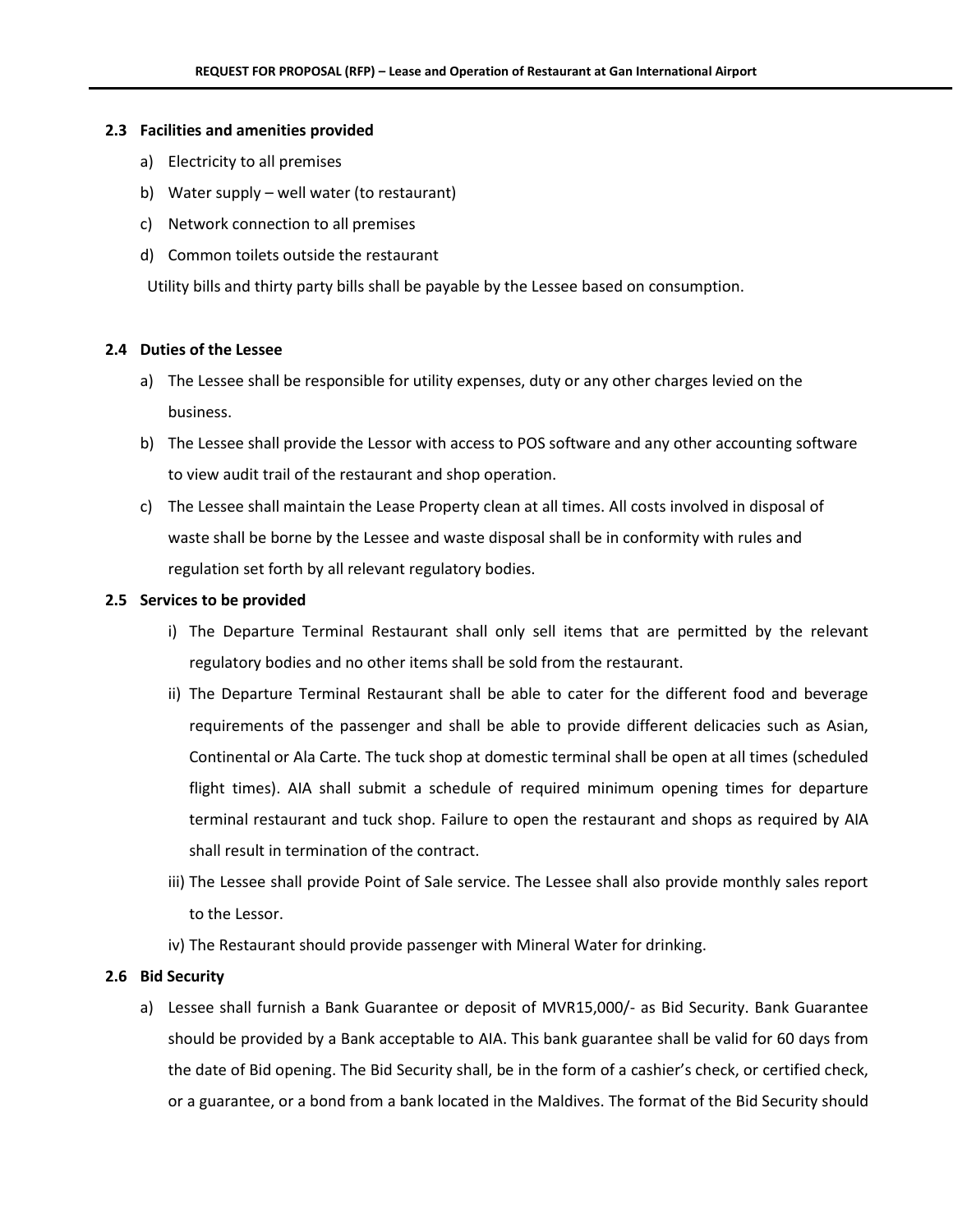### 2.3 Facilities and amenities provided

a) Electricity to all premises

b) Water supply – well water (to restaurant)

c) Network connection to all premises

d) Common toilets outside the restaurant

Utility bills and thirty party bills shall be payable by the Lessee based on consumption.

### 2.4 Duties of the Lessee

a) The Lessee shall be responsible for utility expenses, duty or any other charges levied on the business.

b) The Lessee shall provide the Lessor with access to POS software and any other accounting software to view audit trail of the restaurant and shop operation.

c) The Lessee shall maintain the Lease Property clean at all times. All costs involved in disposal of waste shall be borne by the Lessee and waste disposal shall be in conformity with rules and regulation set forth by all relevant regulatory bodies.

### 2.5 Services to be provided

i) The Departure Terminal Restaurant shall only sell items that are permitted by the relevant regulatory bodies and no other items shall be sold from the restaurant.

ii) The Departure Terminal Restaurant shall be able to cater for the different food and beverage requirements of the passenger and shall be able to provide different delicacies such as Asian, Continental or Ala Carte. The tuck shop at domestic terminal shall be open at all times (scheduled flight times). AIA shall submit a schedule of required minimum opening times for departure terminal restaurant and tuck shop. Failure to open the restaurant and shops as required by AIA shall result in termination of the contract.

iii) The Lessee shall provide Point of Sale service. The Lessee shall also provide monthly sales report to the Lessor.

iv) The Restaurant should provide passenger with Mineral Water for drinking.

### 2.6 Bid Security

a) Lessee shall furnish a Bank Guarantee or deposit of MVR15,000/- as Bid Security. Bank Guarantee should be provided by a Bank acceptable to AIA. This bank guarantee shall be valid for 60 days from the date of Bid opening. The Bid Security shall, be in the form of a cashier's check, or certified check, or a guarantee, or a bond from a bank located in the Maldives. The format of the Bid Security should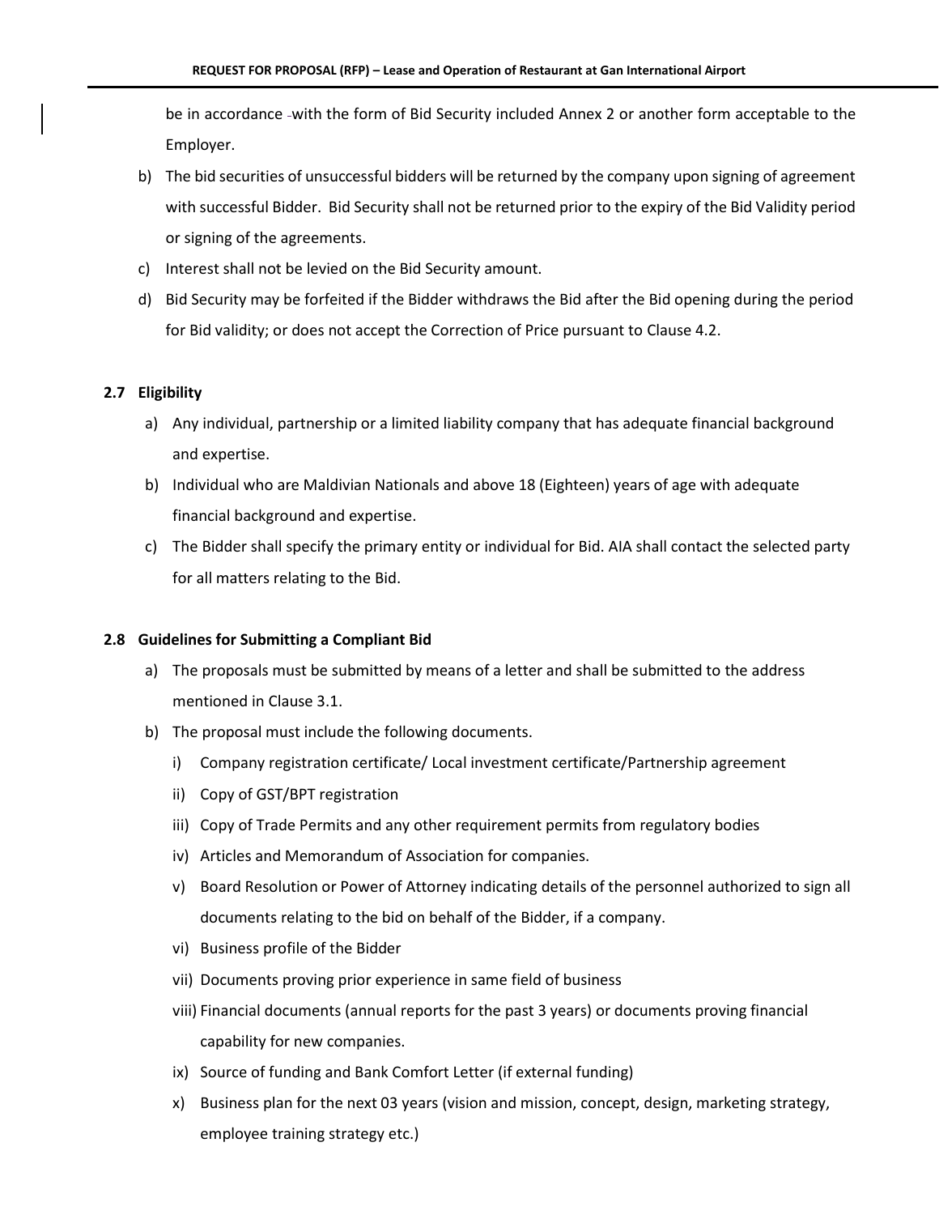be in accordance with the form of Bid Security included Annex 2 or another form acceptable to the Employer.

b) The bid securities of unsuccessful bidders will be returned by the company upon signing of agreement with successful Bidder. Bid Security shall not be returned prior to the expiry of the Bid Validity period or signing of the agreements.

c) Interest shall not be levied on the Bid Security amount.

d) Bid Security may be forfeited if the Bidder withdraws the Bid after the Bid opening during the period for Bid validity; or does not accept the Correction of Price pursuant to Clause 4.2.

### 2.7 Eligibility

a) Any individual, partnership or a limited liability company that has adequate financial background and expertise.

b) Individual who are Maldivian Nationals and above 18 (Eighteen) years of age with adequate financial background and expertise.

c) The Bidder shall specify the primary entity or individual for Bid. AIA shall contact the selected party for all matters relating to the Bid.

### 2.8 Guidelines for Submitting a Compliant Bid

a) The proposals must be submitted by means of a letter and shall be submitted to the address mentioned in Clause 3.1.

b) The proposal must include the following documents.

   i) Company registration certificate/ Local investment certificate/Partnership agreement

   ii) Copy of GST/BPT registration

   iii) Copy of Trade Permits and any other requirement permits from regulatory bodies

   iv) Articles and Memorandum of Association for companies.

   v) Board Resolution or Power of Attorney indicating details of the personnel authorized to sign all documents relating to the bid on behalf of the Bidder, if a company.

   vi) Business profile of the Bidder

   vii) Documents proving prior experience in same field of business

   viii) Financial documents (annual reports for the past 3 years) or documents proving financial capability for new companies.

   ix) Source of funding and Bank Comfort Letter (if external funding)

   x) Business plan for the next 03 years (vision and mission, concept, design, marketing strategy, employee training strategy etc.)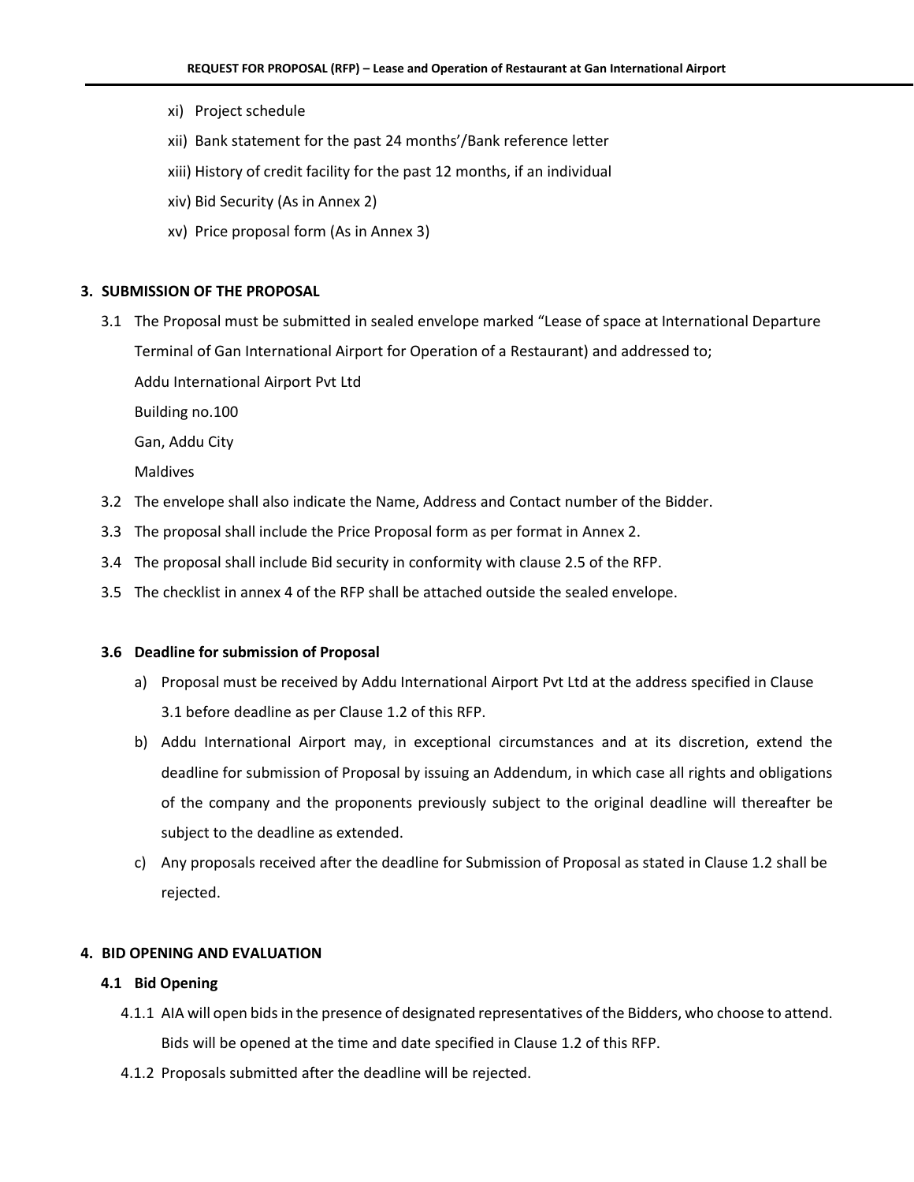xi) Project schedule

xii) Bank statement for the past 24 months'/Bank reference letter

xiii) History of credit facility for the past 12 months, if an individual

xiv) Bid Security (As in Annex 2)

xv) Price proposal form (As in Annex 3)

## 3. SUBMISSION OF THE PROPOSAL

3.1 The Proposal must be submitted in sealed envelope marked "Lease of space at International Departure Terminal of Gan International Airport for Operation of a Restaurant) and addressed to;

Addu International Airport Pvt Ltd

Building no.100

Gan, Addu City

Maldives

3.2 The envelope shall also indicate the Name, Address and Contact number of the Bidder.

3.3 The proposal shall include the Price Proposal form as per format in Annex 2.

3.4 The proposal shall include Bid security in conformity with clause 2.5 of the RFP.

3.5 The checklist in annex 4 of the RFP shall be attached outside the sealed envelope.

### 3.6 Deadline for submission of Proposal

a) Proposal must be received by Addu International Airport Pvt Ltd at the address specified in Clause 3.1 before deadline as per Clause 1.2 of this RFP.

b) Addu International Airport may, in exceptional circumstances and at its discretion, extend the deadline for submission of Proposal by issuing an Addendum, in which case all rights and obligations of the company and the proponents previously subject to the original deadline will thereafter be subject to the deadline as extended.

c) Any proposals received after the deadline for Submission of Proposal as stated in Clause 1.2 shall be rejected.

## 4. BID OPENING AND EVALUATION

### 4.1 Bid Opening

4.1.1 AIA will open bids in the presence of designated representatives of the Bidders, who choose to attend. Bids will be opened at the time and date specified in Clause 1.2 of this RFP.

4.1.2 Proposals submitted after the deadline will be rejected.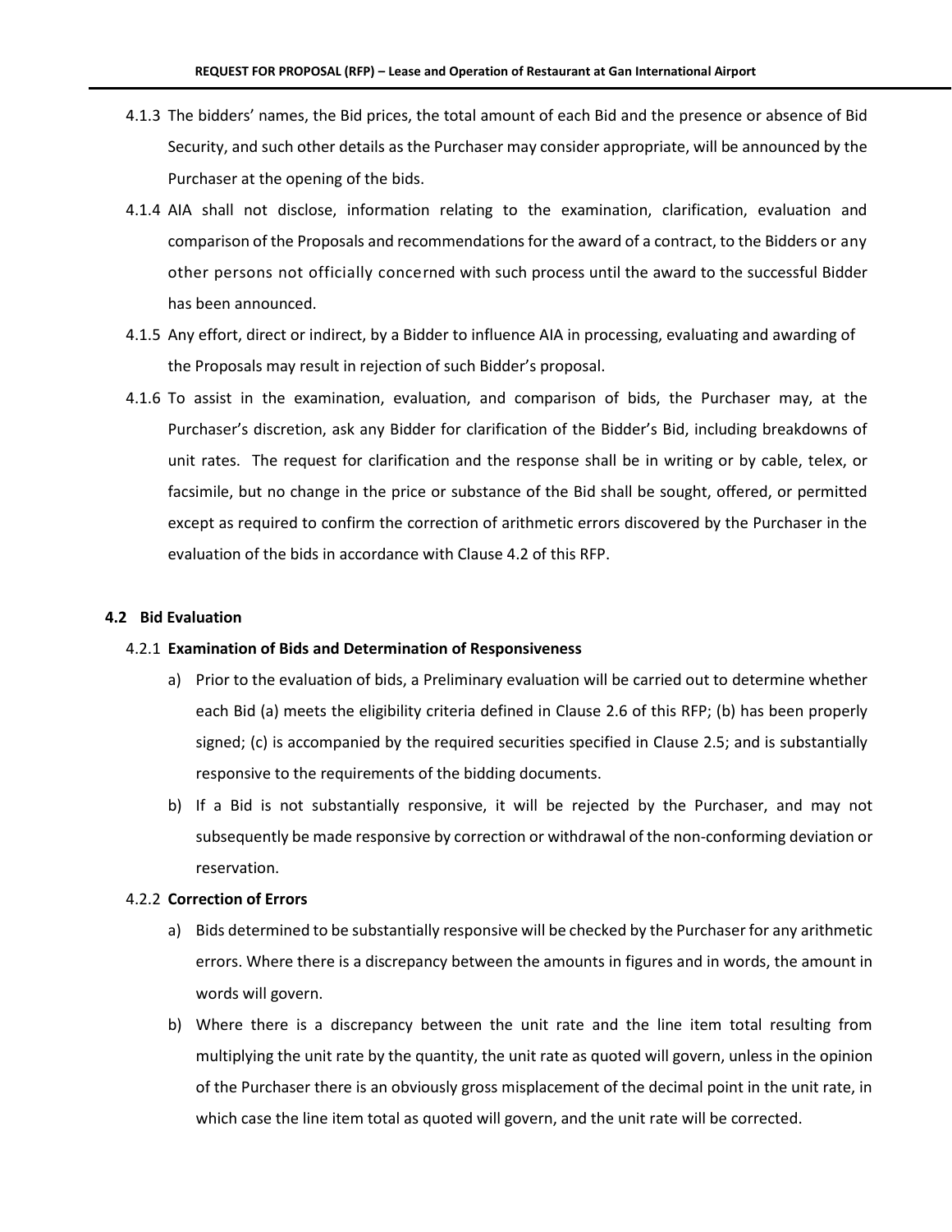4.1.3 The bidders' names, the Bid prices, the total amount of each Bid and the presence or absence of Bid Security, and such other details as the Purchaser may consider appropriate, will be announced by the Purchaser at the opening of the bids.

4.1.4 AIA shall not disclose, information relating to the examination, clarification, evaluation and comparison of the Proposals and recommendations for the award of a contract, to the Bidders or any other persons not officially concerned with such process until the award to the successful Bidder has been announced.

4.1.5 Any effort, direct or indirect, by a Bidder to influence AIA in processing, evaluating and awarding of the Proposals may result in rejection of such Bidder's proposal.

4.1.6 To assist in the examination, evaluation, and comparison of bids, the Purchaser may, at the Purchaser's discretion, ask any Bidder for clarification of the Bidder's Bid, including breakdowns of unit rates. The request for clarification and the response shall be in writing or by cable, telex, or facsimile, but no change in the price or substance of the Bid shall be sought, offered, or permitted except as required to confirm the correction of arithmetic errors discovered by the Purchaser in the evaluation of the bids in accordance with Clause 4.2 of this RFP.

### 4.2 Bid Evaluation

4.2.1 **Examination of Bids and Determination of Responsiveness**

a) Prior to the evaluation of bids, a Preliminary evaluation will be carried out to determine whether each Bid (a) meets the eligibility criteria defined in Clause 2.6 of this RFP; (b) has been properly signed; (c) is accompanied by the required securities specified in Clause 2.5; and is substantially responsive to the requirements of the bidding documents.

b) If a Bid is not substantially responsive, it will be rejected by the Purchaser, and may not subsequently be made responsive by correction or withdrawal of the non-conforming deviation or reservation.

4.2.2 **Correction of Errors**

a) Bids determined to be substantially responsive will be checked by the Purchaser for any arithmetic errors. Where there is a discrepancy between the amounts in figures and in words, the amount in words will govern.

b) Where there is a discrepancy between the unit rate and the line item total resulting from multiplying the unit rate by the quantity, the unit rate as quoted will govern, unless in the opinion of the Purchaser there is an obviously gross misplacement of the decimal point in the unit rate, in which case the line item total as quoted will govern, and the unit rate will be corrected.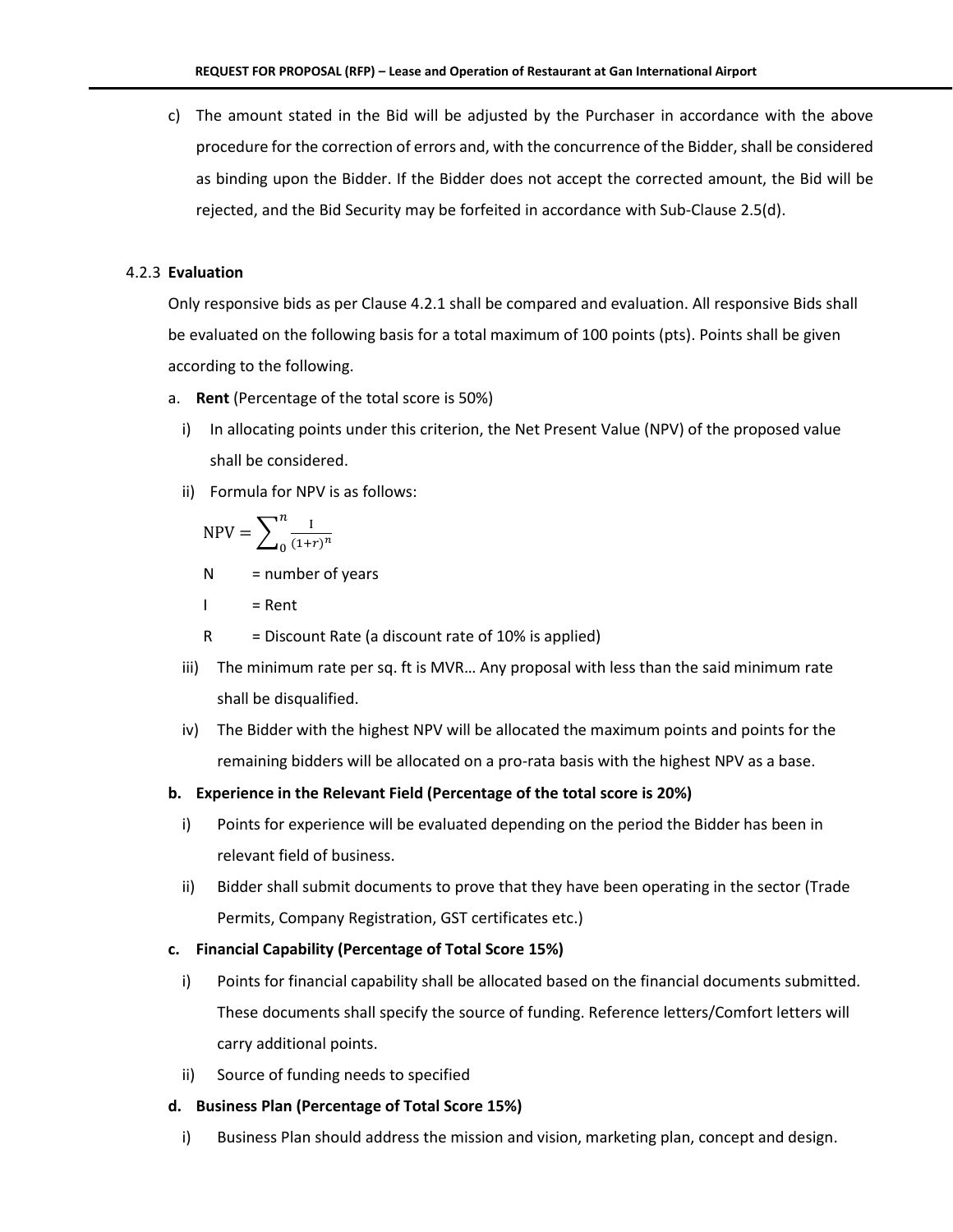c) The amount stated in the Bid will be adjusted by the Purchaser in accordance with the above procedure for the correction of errors and, with the concurrence of the Bidder, shall be considered as binding upon the Bidder. If the Bidder does not accept the corrected amount, the Bid will be rejected, and the Bid Security may be forfeited in accordance with Sub-Clause 2.5(d).

4.2.3 **Evaluation**

Only responsive bids as per Clause 4.2.1 shall be compared and evaluation. All responsive Bids shall be evaluated on the following basis for a total maximum of 100 points (pts). Points shall be given according to the following.

a. **Rent** (Percentage of the total score is 50%)

   i) In allocating points under this criterion, the Net Present Value (NPV) of the proposed value shall be considered.

   ii) Formula for NPV is as follows:

   $$\text{NPV} = \sum_{0}^{n} \frac{\text{I}}{(1+r)^{n}}$$

   N = number of years

   I = Rent

   R = Discount Rate (a discount rate of 10% is applied)

   iii) The minimum rate per sq. ft is MVR… Any proposal with less than the said minimum rate shall be disqualified.

   iv) The Bidder with the highest NPV will be allocated the maximum points and points for the remaining bidders will be allocated on a pro-rata basis with the highest NPV as a base.

**b. Experience in the Relevant Field (Percentage of the total score is 20%)**

   i) Points for experience will be evaluated depending on the period the Bidder has been in relevant field of business.

   ii) Bidder shall submit documents to prove that they have been operating in the sector (Trade Permits, Company Registration, GST certificates etc.)

**c. Financial Capability (Percentage of Total Score 15%)**

   i) Points for financial capability shall be allocated based on the financial documents submitted. These documents shall specify the source of funding. Reference letters/Comfort letters will carry additional points.

   ii) Source of funding needs to specified

**d. Business Plan (Percentage of Total Score 15%)**

   i) Business Plan should address the mission and vision, marketing plan, concept and design.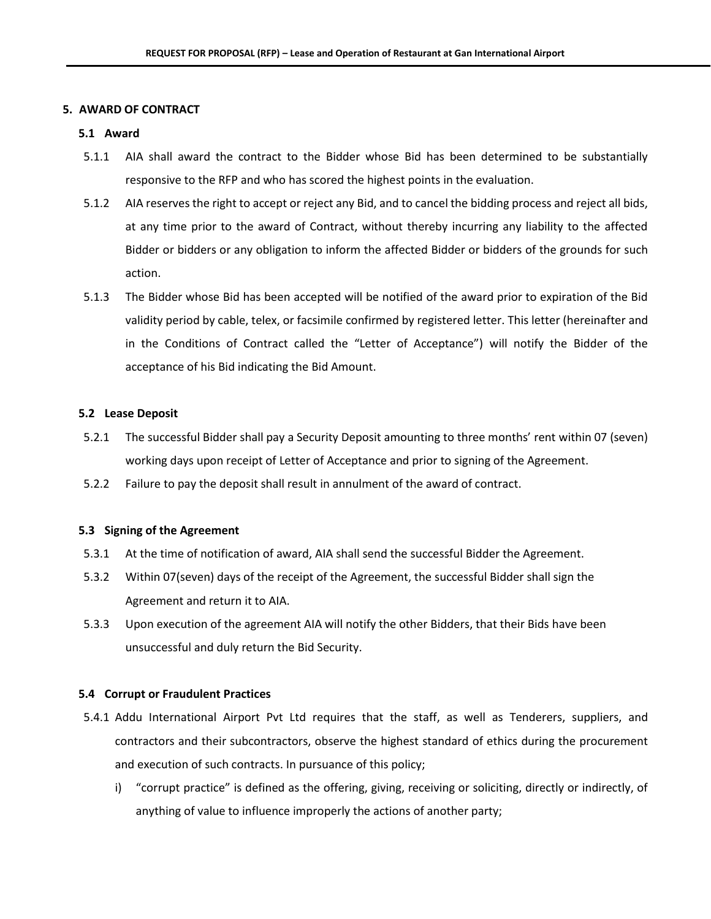## 5. AWARD OF CONTRACT

### 5.1 Award

5.1.1 AIA shall award the contract to the Bidder whose Bid has been determined to be substantially responsive to the RFP and who has scored the highest points in the evaluation.

5.1.2 AIA reserves the right to accept or reject any Bid, and to cancel the bidding process and reject all bids, at any time prior to the award of Contract, without thereby incurring any liability to the affected Bidder or bidders or any obligation to inform the affected Bidder or bidders of the grounds for such action.

5.1.3 The Bidder whose Bid has been accepted will be notified of the award prior to expiration of the Bid validity period by cable, telex, or facsimile confirmed by registered letter. This letter (hereinafter and in the Conditions of Contract called the "Letter of Acceptance") will notify the Bidder of the acceptance of his Bid indicating the Bid Amount.

### 5.2 Lease Deposit

5.2.1 The successful Bidder shall pay a Security Deposit amounting to three months' rent within 07 (seven) working days upon receipt of Letter of Acceptance and prior to signing of the Agreement.

5.2.2 Failure to pay the deposit shall result in annulment of the award of contract.

### 5.3 Signing of the Agreement

5.3.1 At the time of notification of award, AIA shall send the successful Bidder the Agreement.

5.3.2 Within 07(seven) days of the receipt of the Agreement, the successful Bidder shall sign the Agreement and return it to AIA.

5.3.3 Upon execution of the agreement AIA will notify the other Bidders, that their Bids have been unsuccessful and duly return the Bid Security.

### 5.4 Corrupt or Fraudulent Practices

5.4.1 Addu International Airport Pvt Ltd requires that the staff, as well as Tenderers, suppliers, and contractors and their subcontractors, observe the highest standard of ethics during the procurement and execution of such contracts. In pursuance of this policy;

i) "corrupt practice" is defined as the offering, giving, receiving or soliciting, directly or indirectly, of anything of value to influence improperly the actions of another party;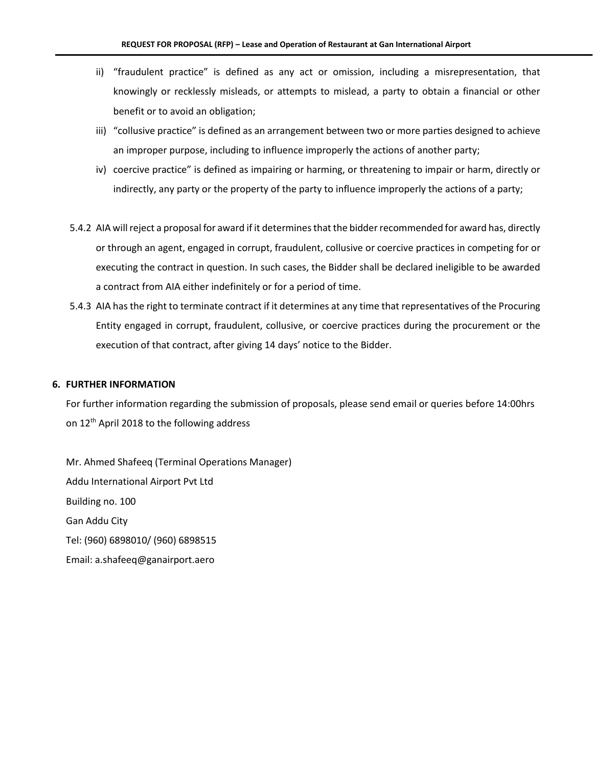ii) "fraudulent practice" is defined as any act or omission, including a misrepresentation, that knowingly or recklessly misleads, or attempts to mislead, a party to obtain a financial or other benefit or to avoid an obligation;

iii) "collusive practice" is defined as an arrangement between two or more parties designed to achieve an improper purpose, including to influence improperly the actions of another party;

iv) coercive practice" is defined as impairing or harming, or threatening to impair or harm, directly or indirectly, any party or the property of the party to influence improperly the actions of a party;

5.4.2 AIA will reject a proposal for award if it determines that the bidder recommended for award has, directly or through an agent, engaged in corrupt, fraudulent, collusive or coercive practices in competing for or executing the contract in question. In such cases, the Bidder shall be declared ineligible to be awarded a contract from AIA either indefinitely or for a period of time.

5.4.3 AIA has the right to terminate contract if it determines at any time that representatives of the Procuring Entity engaged in corrupt, fraudulent, collusive, or coercive practices during the procurement or the execution of that contract, after giving 14 days' notice to the Bidder.

## 6. FURTHER INFORMATION

For further information regarding the submission of proposals, please send email or queries before 14:00hrs on 12th April 2018 to the following address

Mr. Ahmed Shafeeq (Terminal Operations Manager)
Addu International Airport Pvt Ltd
Building no. 100
Gan Addu City
Tel: (960) 6898010/ (960) 6898515
Email: a.shafeeq@ganairport.aero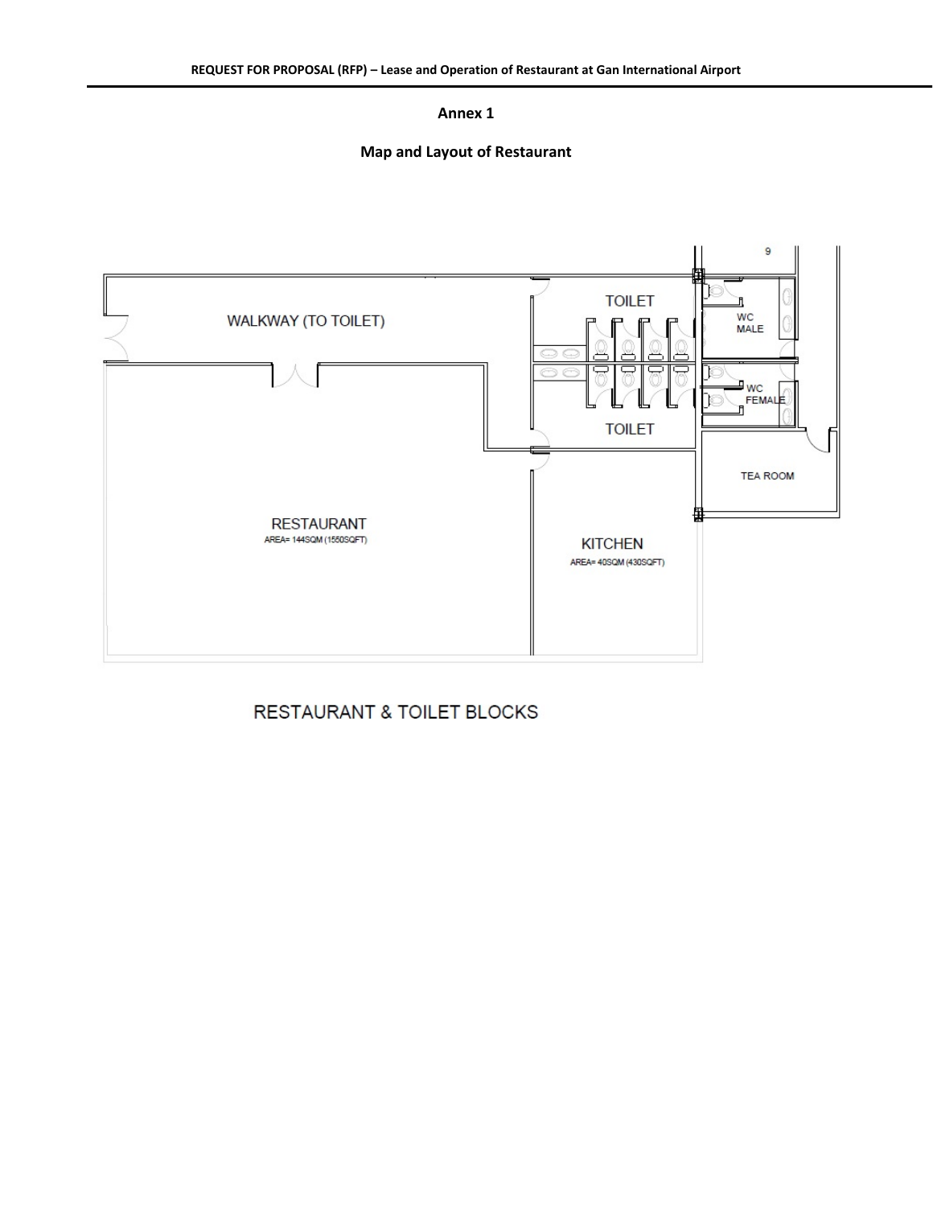**Annex 1**

**Map and Layout of Restaurant**

WALKWAY (TO TOILET)

TOILET

WC MALE

WC FEMALE

TOILET

TEA ROOM

RESTAURANT
AREA= 144SQM (1550SQFT)

KITCHEN
AREA= 40SQM (430SQFT)

RESTAURANT & TOILET BLOCKS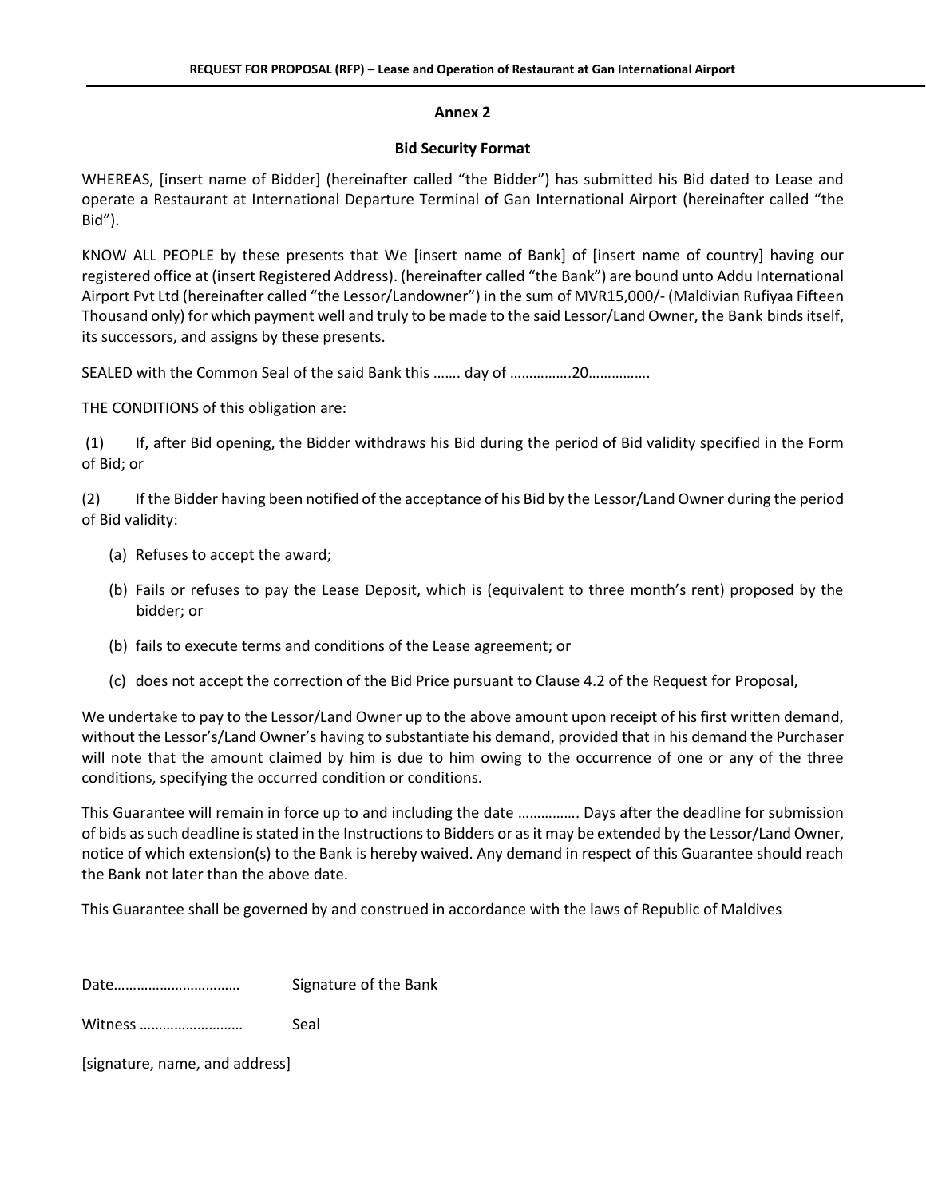## Annex 2

### Bid Security Format

WHEREAS, [insert name of Bidder] (hereinafter called "the Bidder") has submitted his Bid dated to Lease and operate a Restaurant at International Departure Terminal of Gan International Airport (hereinafter called "the Bid").

KNOW ALL PEOPLE by these presents that We [insert name of Bank] of [insert name of country] having our registered office at (insert Registered Address). (hereinafter called "the Bank") are bound unto Addu International Airport Pvt Ltd (hereinafter called "the Lessor/Landowner") in the sum of MVR15,000/- (Maldivian Rufiyaa Fifteen Thousand only) for which payment well and truly to be made to the said Lessor/Land Owner, the Bank binds itself, its successors, and assigns by these presents.

SEALED with the Common Seal of the said Bank this ……. day of …………….20…………….

THE CONDITIONS of this obligation are:

(1) If, after Bid opening, the Bidder withdraws his Bid during the period of Bid validity specified in the Form of Bid; or

(2) If the Bidder having been notified of the acceptance of his Bid by the Lessor/Land Owner during the period of Bid validity:

- (a) Refuses to accept the award;
- (b) Fails or refuses to pay the Lease Deposit, which is (equivalent to three month's rent) proposed by the bidder; or
- (b) fails to execute terms and conditions of the Lease agreement; or
- (c) does not accept the correction of the Bid Price pursuant to Clause 4.2 of the Request for Proposal,

We undertake to pay to the Lessor/Land Owner up to the above amount upon receipt of his first written demand, without the Lessor's/Land Owner's having to substantiate his demand, provided that in his demand the Purchaser will note that the amount claimed by him is due to him owing to the occurrence of one or any of the three conditions, specifying the occurred condition or conditions.

This Guarantee will remain in force up to and including the date ……………. Days after the deadline for submission of bids as such deadline is stated in the Instructions to Bidders or as it may be extended by the Lessor/Land Owner, notice of which extension(s) to the Bank is hereby waived. Any demand in respect of this Guarantee should reach the Bank not later than the above date.

This Guarantee shall be governed by and construed in accordance with the laws of Republic of Maldives

Date…………………………… Signature of the Bank

Witness ……………………… Seal

[signature, name, and address]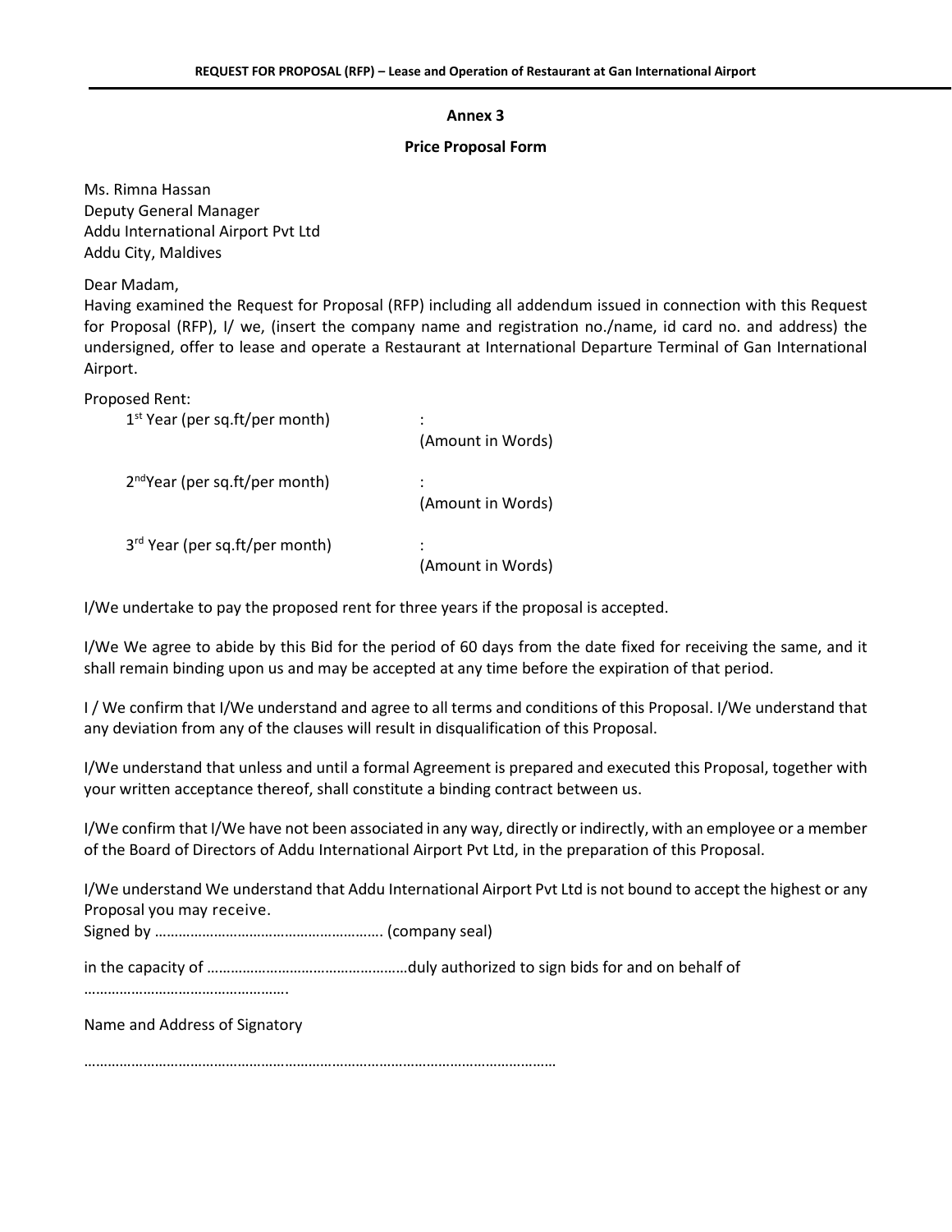## Annex 3

### Price Proposal Form

Ms. Rimna Hassan
Deputy General Manager
Addu International Airport Pvt Ltd
Addu City, Maldives

Dear Madam,

Having examined the Request for Proposal (RFP) including all addendum issued in connection with this Request for Proposal (RFP), I/ we, (insert the company name and registration no./name, id card no. and address) the undersigned, offer to lease and operate a Restaurant at International Departure Terminal of Gan International Airport.

Proposed Rent:

1st Year (per sq.ft/per month) :
(Amount in Words)

2nd Year (per sq.ft/per month) :
(Amount in Words)

3rd Year (per sq.ft/per month) :
(Amount in Words)

I/We undertake to pay the proposed rent for three years if the proposal is accepted.

I/We We agree to abide by this Bid for the period of 60 days from the date fixed for receiving the same, and it shall remain binding upon us and may be accepted at any time before the expiration of that period.

I / We confirm that I/We understand and agree to all terms and conditions of this Proposal. I/We understand that any deviation from any of the clauses will result in disqualification of this Proposal.

I/We understand that unless and until a formal Agreement is prepared and executed this Proposal, together with your written acceptance thereof, shall constitute a binding contract between us.

I/We confirm that I/We have not been associated in any way, directly or indirectly, with an employee or a member of the Board of Directors of Addu International Airport Pvt Ltd, in the preparation of this Proposal.

I/We understand We understand that Addu International Airport Pvt Ltd is not bound to accept the highest or any Proposal you may receive.

Signed by ………………………………………………. (company seal)

in the capacity of ……………………………………………duly authorized to sign bids for and on behalf of ……………………………………………

Name and Address of Signatory

…………………………………………………………………………………………………………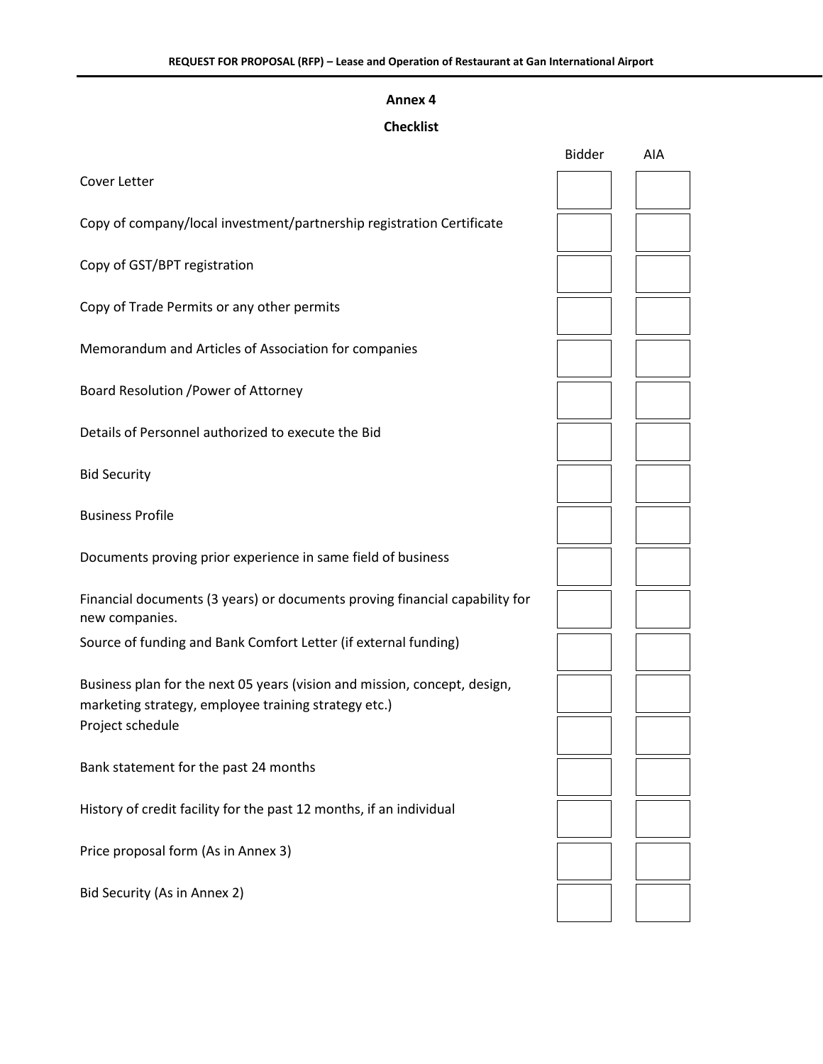## Annex 4

### Checklist

| | Bidder | AIA |
|---|---|---|
| Cover Letter | | |
| Copy of company/local investment/partnership registration Certificate | | |
| Copy of GST/BPT registration | | |
| Copy of Trade Permits or any other permits | | |
| Memorandum and Articles of Association for companies | | |
| Board Resolution /Power of Attorney | | |
| Details of Personnel authorized to execute the Bid | | |
| Bid Security | | |
| Business Profile | | |
| Documents proving prior experience in same field of business | | |
| Financial documents (3 years) or documents proving financial capability for new companies. | | |
| Source of funding and Bank Comfort Letter (if external funding) | | |
| Business plan for the next 05 years (vision and mission, concept, design, marketing strategy, employee training strategy etc.) | | |
| Project schedule | | |
| Bank statement for the past 24 months | | |
| History of credit facility for the past 12 months, if an individual | | |
| Price proposal form (As in Annex 3) | | |
| Bid Security (As in Annex 2) | | |